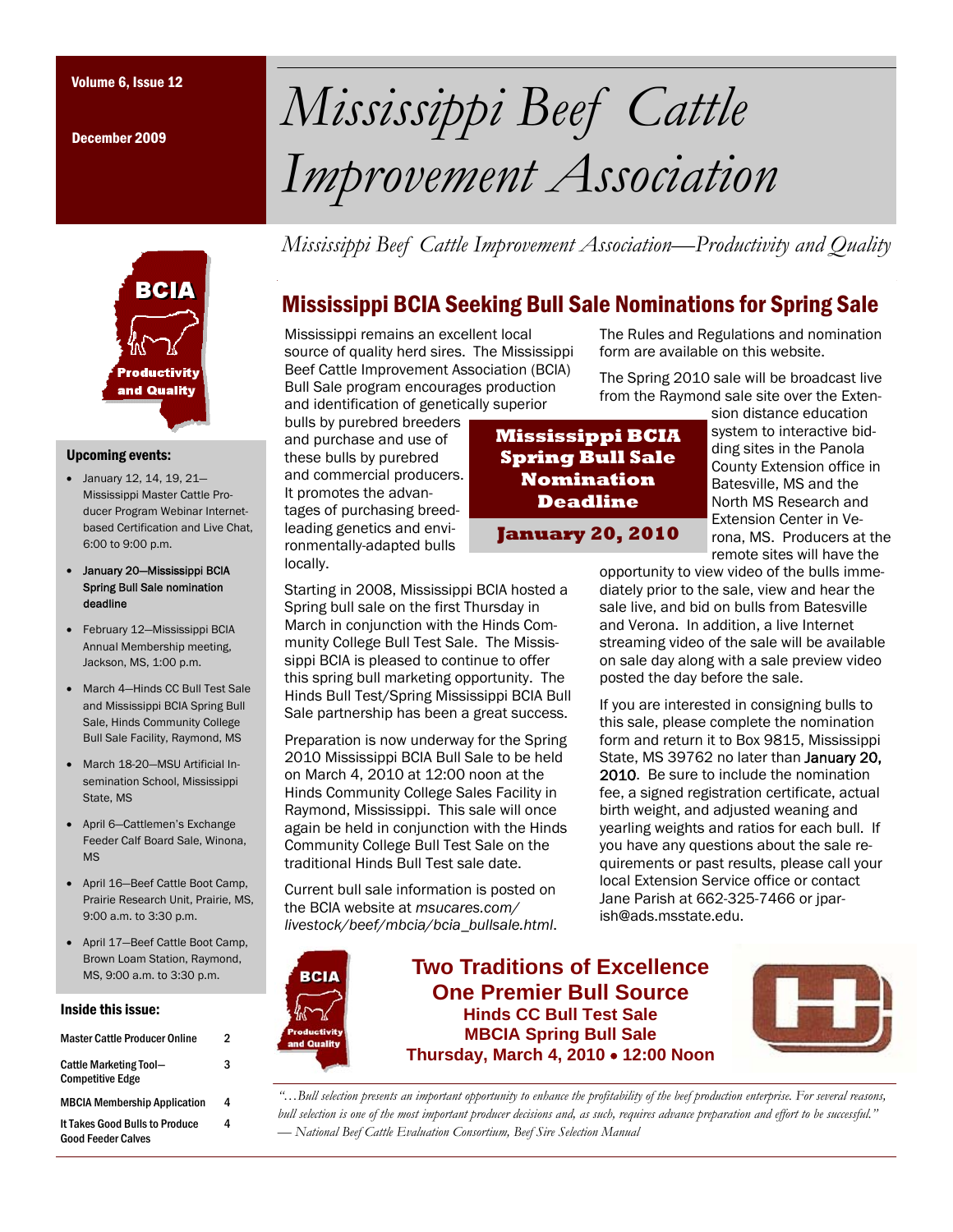Volume 6, Issue 12

December 2009

# Mississippi Beef Cattle Improvement Association

*Mississippi Beef Cattle Improvement Association—Productivity and Quality*

BCIA

Productivity and Quality

### Upcoming events:

- January 12, 14, 19, 21—Mississippi Master Cattle Producer Program Webinar Internet-based Certification and Live Chat, 6:00 to 9:00 p.m.
- **January 20—Mississippi BCIA Spring Bull Sale nomination deadline**
- February 12—Mississippi BCIA Annual Membership meeting, Jackson, MS, 1:00 p.m.
- March 4—Hinds CC Bull Test Sale and Mississippi BCIA Spring Bull Sale, Hinds Community College Bull Sale Facility, Raymond, MS
- March 18-20—MSU Artificial Insemination School, Mississippi State, MS
- April 6—Cattlemen's Exchange Feeder Calf Board Sale, Winona, MS
- April 16—Beef Cattle Boot Camp, Prairie Research Unit, Prairie, MS, 9:00 a.m. to 3:30 p.m.
- April 17—Beef Cattle Boot Camp, Brown Loam Station, Raymond, MS, 9:00 a.m. to 3:30 p.m.

### Inside this issue:

| | |
|---|---|
| Master Cattle Producer Online | 2 |
| Cattle Marketing Tool—Competitive Edge | 3 |
| MBCIA Membership Application | 4 |
| It Takes Good Bulls to Produce Good Feeder Calves | 4 |

## Mississippi BCIA Seeking Bull Sale Nominations for Spring Sale

Mississippi remains an excellent local source of quality herd sires. The Mississippi Beef Cattle Improvement Association (BCIA) Bull Sale program encourages production and identification of genetically superior bulls by purebred breeders and purchase and use of these bulls by purebred and commercial producers. It promotes the advantages of purchasing breed-leading genetics and environmentally-adapted bulls locally.

**Mississippi BCIA Spring Bull Sale Nomination Deadline**

**January 20, 2010**

Starting in 2008, Mississippi BCIA hosted a Spring bull sale on the first Thursday in March in conjunction with the Hinds Community College Bull Test Sale. The Mississippi BCIA is pleased to continue to offer this spring bull marketing opportunity. The Hinds Bull Test/Spring Mississippi BCIA Bull Sale partnership has been a great success.

Preparation is now underway for the Spring 2010 Mississippi BCIA Bull Sale to be held on March 4, 2010 at 12:00 noon at the Hinds Community College Sales Facility in Raymond, Mississippi. This sale will once again be held in conjunction with the Hinds Community College Bull Test Sale on the traditional Hinds Bull Test sale date.

Current bull sale information is posted on the BCIA website at *msucares.com/livestock/beef/mbcia/bcia_bullsale.html*.

The Rules and Regulations and nomination form are available on this website.

The Spring 2010 sale will be broadcast live from the Raymond sale site over the Extension distance education system to interactive bidding sites in the Panola County Extension office in Batesville, MS and the North MS Research and Extension Center in Verona, MS. Producers at the remote sites will have the opportunity to view video of the bulls immediately prior to the sale, view and hear the sale live, and bid on bulls from Batesville and Verona. In addition, a live Internet streaming video of the sale will be available on sale day along with a sale preview video posted the day before the sale.

If you are interested in consigning bulls to this sale, please complete the nomination form and return it to Box 9815, Mississippi State, MS 39762 no later than January 20, 2010. Be sure to include the nomination fee, a signed registration certificate, actual birth weight, and adjusted weaning and yearling weights and ratios for each bull. If you have any questions about the sale requirements or past results, please call your local Extension Service office or contact Jane Parish at 662-325-7466 or jparish@ads.msstate.edu.

**Two Traditions of Excellence**
**One Premier Bull Source**
**Hinds CC Bull Test Sale**
**MBCIA Spring Bull Sale**
**Thursday, March 4, 2010 • 12:00 Noon**

*"…Bull selection presents an important opportunity to enhance the profitability of the beef production enterprise. For several reasons, bull selection is one of the most important producer decisions and, as such, requires advance preparation and effort to be successful." — National Beef Cattle Evaluation Consortium, Beef Sire Selection Manual*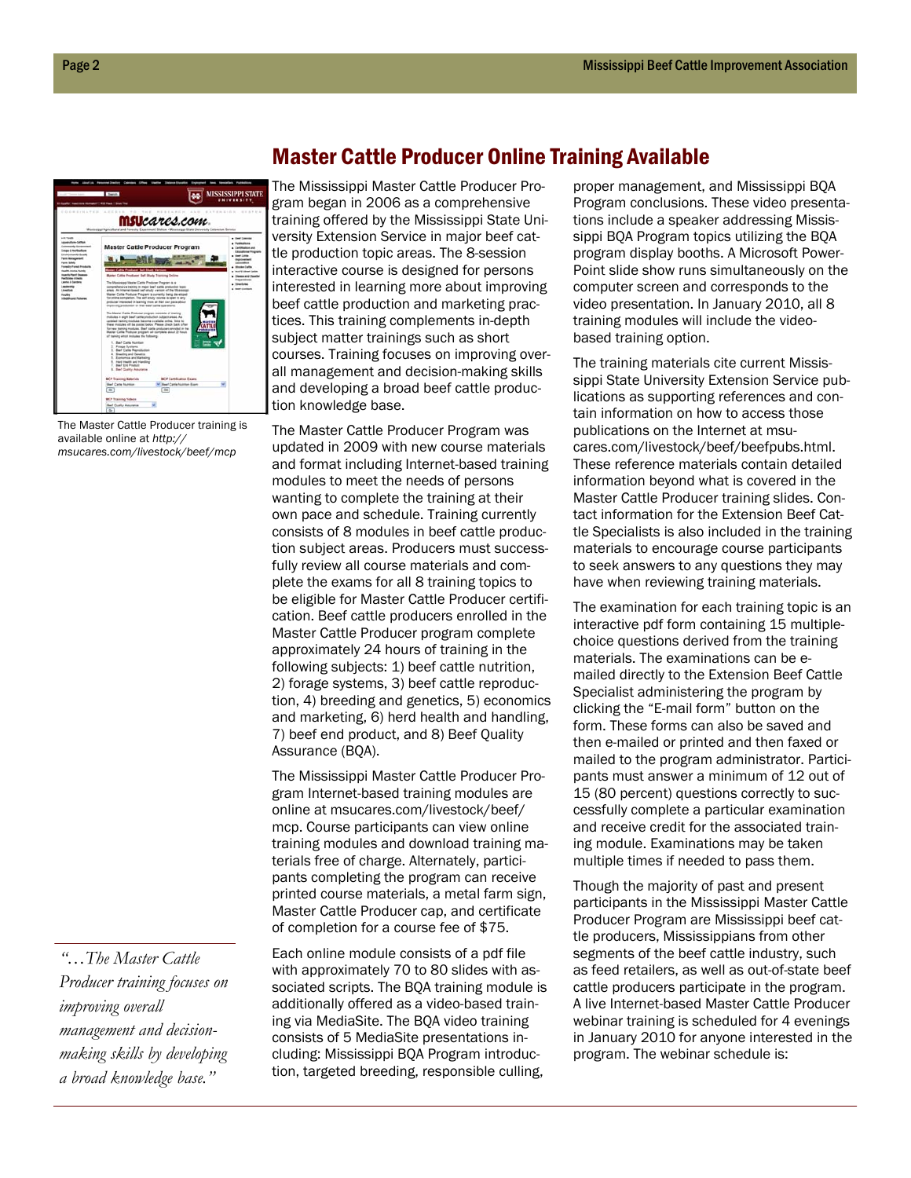## Master Cattle Producer Online Training Available

The Master Cattle Producer training is available online at *http://msucares.com/livestock/beef/mcp*

*"…The Master Cattle Producer training focuses on improving overall management and decision-making skills by developing a broad knowledge base."*

The Mississippi Master Cattle Producer Program began in 2006 as a comprehensive training offered by the Mississippi State University Extension Service in major beef cattle production topic areas. The 8-session interactive course is designed for persons interested in learning more about improving beef cattle production and marketing practices. This training complements in-depth subject matter trainings such as short courses. Training focuses on improving overall management and decision-making skills and developing a broad beef cattle production knowledge base.

The Master Cattle Producer Program was updated in 2009 with new course materials and format including Internet-based training modules to meet the needs of persons wanting to complete the training at their own pace and schedule. Training currently consists of 8 modules in beef cattle production subject areas. Producers must successfully review all course materials and complete the exams for all 8 training topics to be eligible for Master Cattle Producer certification. Beef cattle producers enrolled in the Master Cattle Producer program complete approximately 24 hours of training in the following subjects: 1) beef cattle nutrition, 2) forage systems, 3) beef cattle reproduction, 4) breeding and genetics, 5) economics and marketing, 6) herd health and handling, 7) beef end product, and 8) Beef Quality Assurance (BQA).

The Mississippi Master Cattle Producer Program Internet-based training modules are online at msucares.com/livestock/beef/mcp. Course participants can view online training modules and download training materials free of charge. Alternately, participants completing the program can receive printed course materials, a metal farm sign, Master Cattle Producer cap, and certificate of completion for a course fee of $75.

Each online module consists of a pdf file with approximately 70 to 80 slides with associated scripts. The BQA training module is additionally offered as a video-based training via MediaSite. The BQA video training consists of 5 MediaSite presentations including: Mississippi BQA Program introduction, targeted breeding, responsible culling, proper management, and Mississippi BQA Program conclusions. These video presentations include a speaker addressing Mississippi BQA Program topics utilizing the BQA program display booths. A Microsoft PowerPoint slide show runs simultaneously on the computer screen and corresponds to the video presentation. In January 2010, all 8 training modules will include the video-based training option.

The training materials cite current Mississippi State University Extension Service publications as supporting references and contain information on how to access those publications on the Internet at msucares.com/livestock/beef/beefpubs.html. These reference materials contain detailed information beyond what is covered in the Master Cattle Producer training slides. Contact information for the Extension Beef Cattle Specialists is also included in the training materials to encourage course participants to seek answers to any questions they may have when reviewing training materials.

The examination for each training topic is an interactive pdf form containing 15 multiple-choice questions derived from the training materials. The examinations can be e-mailed directly to the Extension Beef Cattle Specialist administering the program by clicking the "E-mail form" button on the form. These forms can also be saved and then e-mailed or printed and then faxed or mailed to the program administrator. Participants must answer a minimum of 12 out of 15 (80 percent) questions correctly to successfully complete a particular examination and receive credit for the associated training module. Examinations may be taken multiple times if needed to pass them.

Though the majority of past and present participants in the Mississippi Master Cattle Producer Program are Mississippi beef cattle producers, Mississippians from other segments of the beef cattle industry, such as feed retailers, as well as out-of-state beef cattle producers participate in the program. A live Internet-based Master Cattle Producer webinar training is scheduled for 4 evenings in January 2010 for anyone interested in the program. The webinar schedule is: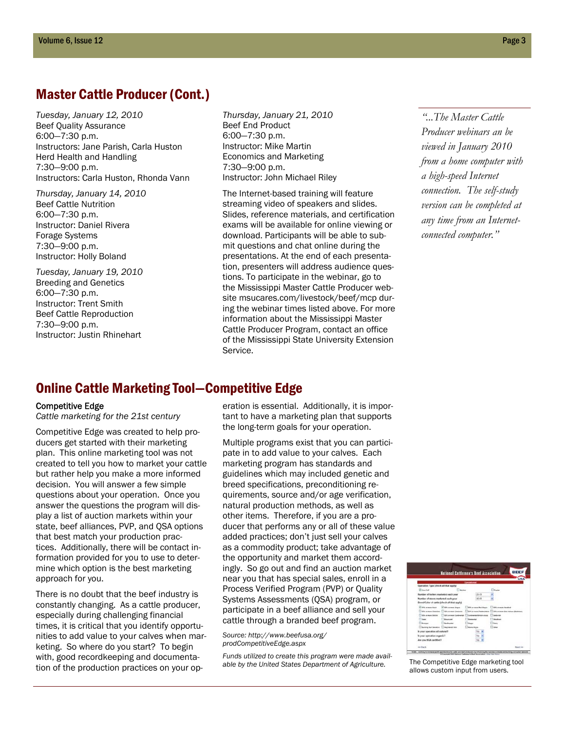## Master Cattle Producer (Cont.)

*Tuesday, January 12, 2010*
Beef Quality Assurance
6:00—7:30 p.m.
Instructors: Jane Parish, Carla Huston
Herd Health and Handling
7:30—9:00 p.m.
Instructors: Carla Huston, Rhonda Vann

*Thursday, January 14, 2010*
Beef Cattle Nutrition
6:00—7:30 p.m.
Instructor: Daniel Rivera
Forage Systems
7:30—9:00 p.m.
Instructor: Holly Boland

*Tuesday, January 19, 2010*
Breeding and Genetics
6:00—7:30 p.m.
Instructor: Trent Smith
Beef Cattle Reproduction
7:30—9:00 p.m.
Instructor: Justin Rhinehart

*Thursday, January 21, 2010*
Beef End Product
6:00—7:30 p.m.
Instructor: Mike Martin
Economics and Marketing
7:30—9:00 p.m.
Instructor: John Michael Riley

The Internet-based training will feature streaming video of speakers and slides. Slides, reference materials, and certification exams will be available for online viewing or download. Participants will be able to submit questions and chat online during the presentations. At the end of each presentation, presenters will address audience questions. To participate in the webinar, go to the Mississippi Master Cattle Producer website msucares.com/livestock/beef/mcp during the webinar times listed above. For more information about the Mississippi Master Cattle Producer Program, contact an office of the Mississippi State University Extension Service.

*"...The Master Cattle Producer webinars an be viewed in January 2010 from a home computer with a high-speed Internet connection. The self-study version can be completed at any time from an Internet-connected computer."*

## Online Cattle Marketing Tool—Competitive Edge

**Competitive Edge**
*Cattle marketing for the 21st century*

Competitive Edge was created to help producers get started with their marketing plan. This online marketing tool was not created to tell you how to market your cattle but rather help you make a more informed decision. You will answer a few simple questions about your operation. Once you answer the questions the program will display a list of auction markets within your state, beef alliances, PVP, and QSA options that best match your production practices. Additionally, there will be contact information provided for you to use to determine which option is the best marketing approach for you.

There is no doubt that the beef industry is constantly changing. As a cattle producer, especially during challenging financial times, it is critical that you identify opportunities to add value to your calves when marketing. So where do you start? To begin with, good recordkeeping and documentation of the production practices on your operation is essential. Additionally, it is important to have a marketing plan that supports the long-term goals for your operation.

Multiple programs exist that you can participate in to add value to your calves. Each marketing program has standards and guidelines which may included genetic and breed specifications, preconditioning requirements, source and/or age verification, natural production methods, as well as other items. Therefore, if you are a producer that performs any or all of these value added practices; don't just sell your calves as a commodity product; take advantage of the opportunity and market them accordingly. So go out and find an auction market near you that has special sales, enroll in a Process Verified Program (PVP) or Quality Systems Assessments (QSA) program, or participate in a beef alliance and sell your cattle through a branded beef program.

*Source: http://www.beefusa.org/prodCompetitiveEdge.aspx*

*Funds utilized to create this program were made available by the United States Department of Agriculture.*

The Competitive Edge marketing tool allows custom input from users.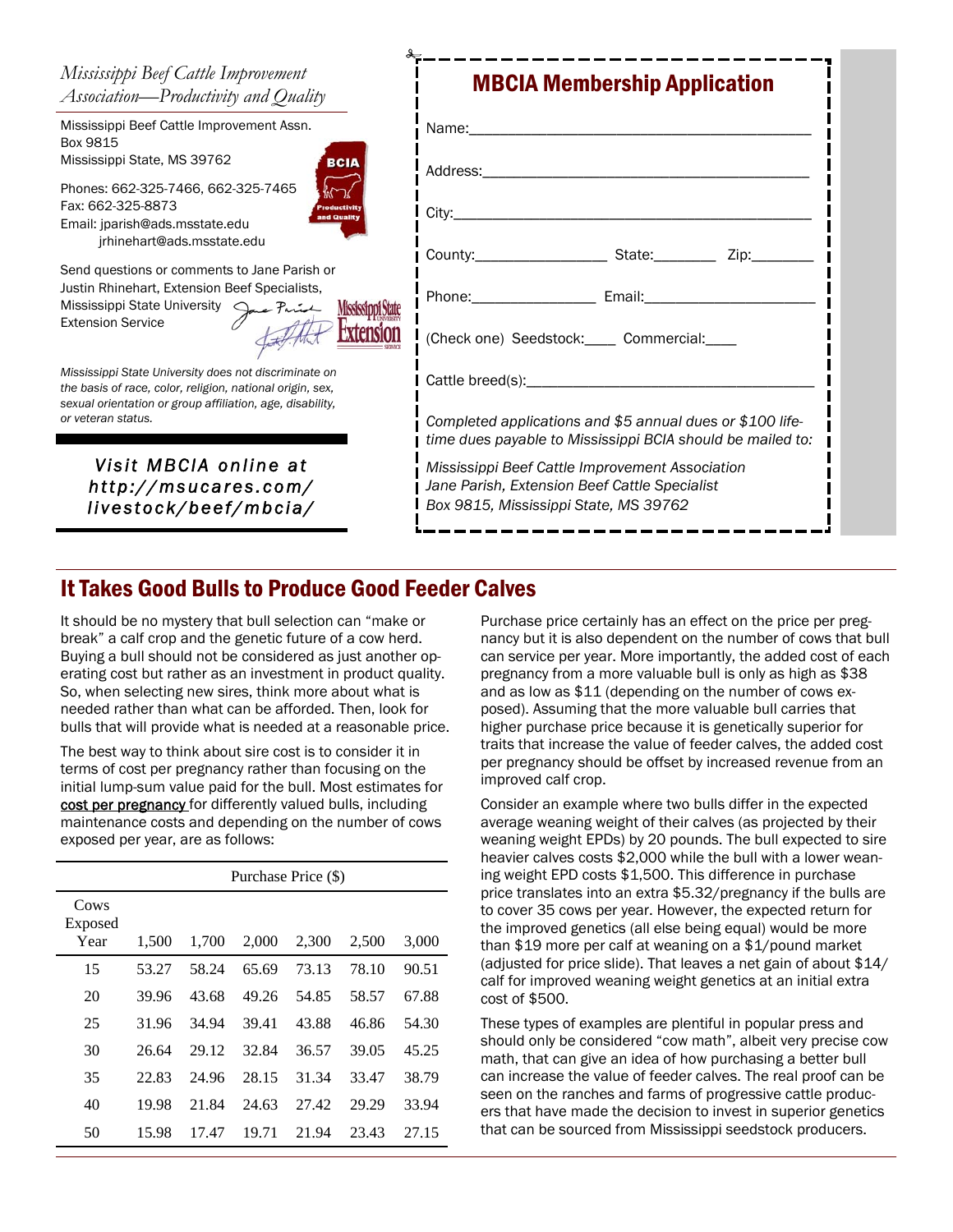*Mississippi Beef Cattle Improvement Association—Productivity and Quality*

Mississippi Beef Cattle Improvement Assn.
Box 9815
Mississippi State, MS 39762

Phones: 662-325-7466, 662-325-7465
Fax: 662-325-8873
Email: jparish@ads.msstate.edu
jrhinehart@ads.msstate.edu

Send questions or comments to Jane Parish or Justin Rhinehart, Extension Beef Specialists, Mississippi State University Extension Service

*Mississippi State University does not discriminate on the basis of race, color, religion, national origin, sex, sexual orientation or group affiliation, age, disability, or veteran status.*

***Visit MBCIA online at http://msucares.com/livestock/beef/mbcia/***

## MBCIA Membership Application

Name:\_\_\_\_\_\_\_\_\_\_\_\_\_\_\_\_\_\_\_\_\_\_\_\_\_\_\_\_\_\_\_\_\_\_\_\_\_\_\_\_

Address:\_\_\_\_\_\_\_\_\_\_\_\_\_\_\_\_\_\_\_\_\_\_\_\_\_\_\_\_\_\_\_\_\_\_\_\_\_\_

City:\_\_\_\_\_\_\_\_\_\_\_\_\_\_\_\_\_\_\_\_\_\_\_\_\_\_\_\_\_\_\_\_\_\_\_\_\_\_\_\_\_

County:\_\_\_\_\_\_\_\_\_\_\_\_\_\_\_\_ State:\_\_\_\_\_\_\_\_ Zip:\_\_\_\_\_\_\_\_

Phone:\_\_\_\_\_\_\_\_\_\_\_\_\_\_\_ Email:\_\_\_\_\_\_\_\_\_\_\_\_\_\_\_\_\_\_\_\_\_

(Check one) Seedstock:\_\_\_\_ Commercial:\_\_\_\_

Cattle breed(s):\_\_\_\_\_\_\_\_\_\_\_\_\_\_\_\_\_\_\_\_\_\_\_\_\_\_\_\_\_\_\_\_\_\_

*Completed applications and $5 annual dues or $100 lifetime dues payable to Mississippi BCIA should be mailed to:*

*Mississippi Beef Cattle Improvement Association*
*Jane Parish, Extension Beef Cattle Specialist*
*Box 9815, Mississippi State, MS 39762*

## It Takes Good Bulls to Produce Good Feeder Calves

It should be no mystery that bull selection can "make or break" a calf crop and the genetic future of a cow herd. Buying a bull should not be considered as just another operating cost but rather as an investment in product quality. So, when selecting new sires, think more about what is needed rather than what can be afforded. Then, look for bulls that will provide what is needed at a reasonable price.

The best way to think about sire cost is to consider it in terms of cost per pregnancy rather than focusing on the initial lump-sum value paid for the bull. Most estimates for cost per pregnancy for differently valued bulls, including maintenance costs and depending on the number of cows exposed per year, are as follows:

| | Purchase Price ($) | | | | | |
|---|---|---|---|---|---|---|
| Cows Exposed Year | 1,500 | 1,700 | 2,000 | 2,300 | 2,500 | 3,000 |
| 15 | 53.27 | 58.24 | 65.69 | 73.13 | 78.10 | 90.51 |
| 20 | 39.96 | 43.68 | 49.26 | 54.85 | 58.57 | 67.88 |
| 25 | 31.96 | 34.94 | 39.41 | 43.88 | 46.86 | 54.30 |
| 30 | 26.64 | 29.12 | 32.84 | 36.57 | 39.05 | 45.25 |
| 35 | 22.83 | 24.96 | 28.15 | 31.34 | 33.47 | 38.79 |
| 40 | 19.98 | 21.84 | 24.63 | 27.42 | 29.29 | 33.94 |
| 50 | 15.98 | 17.47 | 19.71 | 21.94 | 23.43 | 27.15 |

Purchase price certainly has an effect on the price per pregnancy but it is also dependent on the number of cows that bull can service per year. More importantly, the added cost of each pregnancy from a more valuable bull is only as high as $38 and as low as $11 (depending on the number of cows exposed). Assuming that the more valuable bull carries that higher purchase price because it is genetically superior for traits that increase the value of feeder calves, the added cost per pregnancy should be offset by increased revenue from an improved calf crop.

Consider an example where two bulls differ in the expected average weaning weight of their calves (as projected by their weaning weight EPDs) by 20 pounds. The bull expected to sire heavier calves costs $2,000 while the bull with a lower weaning weight EPD costs $1,500. This difference in purchase price translates into an extra $5.32/pregnancy if the bulls are to cover 35 cows per year. However, the expected return for the improved genetics (all else being equal) would be more than $19 more per calf at weaning on a $1/pound market (adjusted for price slide). That leaves a net gain of about $14/calf for improved weaning weight genetics at an initial extra cost of $500.

These types of examples are plentiful in popular press and should only be considered "cow math", albeit very precise cow math, that can give an idea of how purchasing a better bull can increase the value of feeder calves. The real proof can be seen on the ranches and farms of progressive cattle producers that have made the decision to invest in superior genetics that can be sourced from Mississippi seedstock producers.